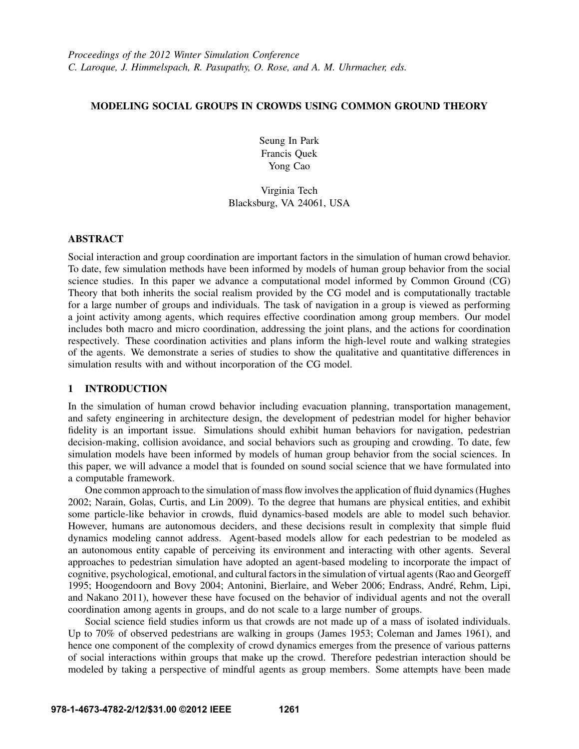*Proceedings of the 2012 Winter Simulation Conference*
*C. Laroque, J. Himmelspach, R. Pasupathy, O. Rose, and A. M. Uhrmacher, eds.*

# MODELING SOCIAL GROUPS IN CROWDS USING COMMON GROUND THEORY

Seung In Park
Francis Quek
Yong Cao

Virginia Tech
Blacksburg, VA 24061, USA

## ABSTRACT

Social interaction and group coordination are important factors in the simulation of human crowd behavior. To date, few simulation methods have been informed by models of human group behavior from the social science studies. In this paper we advance a computational model informed by Common Ground (CG) Theory that both inherits the social realism provided by the CG model and is computationally tractable for a large number of groups and individuals. The task of navigation in a group is viewed as performing a joint activity among agents, which requires effective coordination among group members. Our model includes both macro and micro coordination, addressing the joint plans, and the actions for coordination respectively. These coordination activities and plans inform the high-level route and walking strategies of the agents. We demonstrate a series of studies to show the qualitative and quantitative differences in simulation results with and without incorporation of the CG model.

## 1 INTRODUCTION

In the simulation of human crowd behavior including evacuation planning, transportation management, and safety engineering in architecture design, the development of pedestrian model for higher behavior fidelity is an important issue. Simulations should exhibit human behaviors for navigation, pedestrian decision-making, collision avoidance, and social behaviors such as grouping and crowding. To date, few simulation models have been informed by models of human group behavior from the social sciences. In this paper, we will advance a model that is founded on sound social science that we have formulated into a computable framework.

One common approach to the simulation of mass flow involves the application of fluid dynamics (Hughes 2002; Narain, Golas, Curtis, and Lin 2009). To the degree that humans are physical entities, and exhibit some particle-like behavior in crowds, fluid dynamics-based models are able to model such behavior. However, humans are autonomous deciders, and these decisions result in complexity that simple fluid dynamics modeling cannot address. Agent-based models allow for each pedestrian to be modeled as an autonomous entity capable of perceiving its environment and interacting with other agents. Several approaches to pedestrian simulation have adopted an agent-based modeling to incorporate the impact of cognitive, psychological, emotional, and cultural factors in the simulation of virtual agents (Rao and Georgeff 1995; Hoogendoorn and Bovy 2004; Antonini, Bierlaire, and Weber 2006; Endrass, André, Rehm, Lipi, and Nakano 2011), however these have focused on the behavior of individual agents and not the overall coordination among agents in groups, and do not scale to a large number of groups.

Social science field studies inform us that crowds are not made up of a mass of isolated individuals. Up to 70% of observed pedestrians are walking in groups (James 1953; Coleman and James 1961), and hence one component of the complexity of crowd dynamics emerges from the presence of various patterns of social interactions within groups that make up the crowd. Therefore pedestrian interaction should be modeled by taking a perspective of mindful agents as group members. Some attempts have been made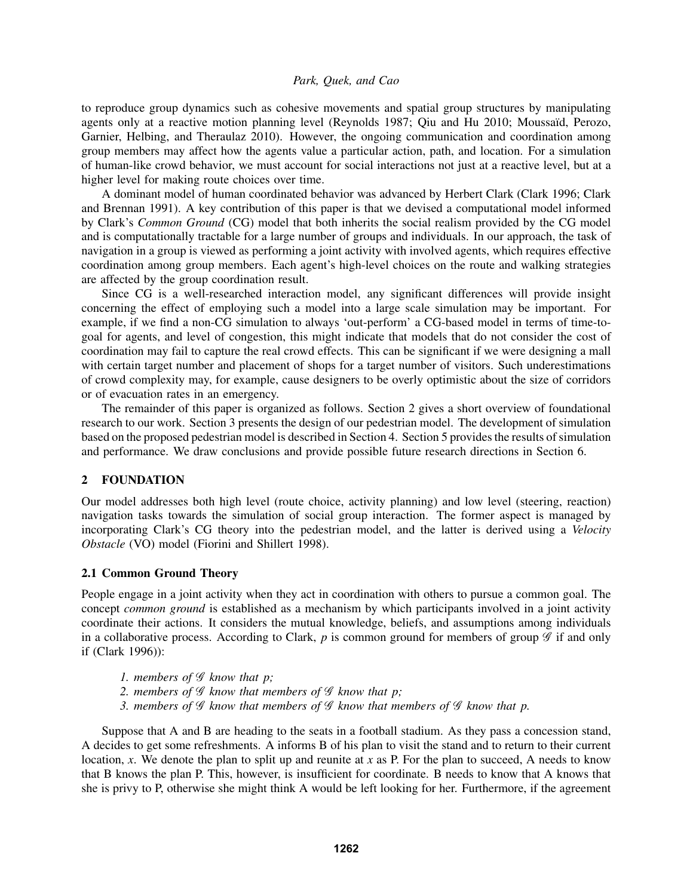to reproduce group dynamics such as cohesive movements and spatial group structures by manipulating agents only at a reactive motion planning level (Reynolds 1987; Qiu and Hu 2010; Moussaïd, Perozo, Garnier, Helbing, and Theraulaz 2010). However, the ongoing communication and coordination among group members may affect how the agents value a particular action, path, and location. For a simulation of human-like crowd behavior, we must account for social interactions not just at a reactive level, but at a higher level for making route choices over time.

A dominant model of human coordinated behavior was advanced by Herbert Clark (Clark 1996; Clark and Brennan 1991). A key contribution of this paper is that we devised a computational model informed by Clark's *Common Ground* (CG) model that both inherits the social realism provided by the CG model and is computationally tractable for a large number of groups and individuals. In our approach, the task of navigation in a group is viewed as performing a joint activity with involved agents, which requires effective coordination among group members. Each agent's high-level choices on the route and walking strategies are affected by the group coordination result.

Since CG is a well-researched interaction model, any significant differences will provide insight concerning the effect of employing such a model into a large scale simulation may be important. For example, if we find a non-CG simulation to always 'out-perform' a CG-based model in terms of time-to-goal for agents, and level of congestion, this might indicate that models that do not consider the cost of coordination may fail to capture the real crowd effects. This can be significant if we were designing a mall with certain target number and placement of shops for a target number of visitors. Such underestimations of crowd complexity may, for example, cause designers to be overly optimistic about the size of corridors or of evacuation rates in an emergency.

The remainder of this paper is organized as follows. Section 2 gives a short overview of foundational research to our work. Section 3 presents the design of our pedestrian model. The development of simulation based on the proposed pedestrian model is described in Section 4. Section 5 provides the results of simulation and performance. We draw conclusions and provide possible future research directions in Section 6.

## 2 FOUNDATION

Our model addresses both high level (route choice, activity planning) and low level (steering, reaction) navigation tasks towards the simulation of social group interaction. The former aspect is managed by incorporating Clark's CG theory into the pedestrian model, and the latter is derived using a *Velocity Obstacle* (VO) model (Fiorini and Shillert 1998).

### 2.1 Common Ground Theory

People engage in a joint activity when they act in coordination with others to pursue a common goal. The concept *common ground* is established as a mechanism by which participants involved in a joint activity coordinate their actions. It considers the mutual knowledge, beliefs, and assumptions among individuals in a collaborative process. According to Clark, $p$ is common ground for members of group $\mathscr{G}$ if and only if (Clark 1996)):

1. *members of $\mathscr{G}$ know that $p$;*
2. *members of $\mathscr{G}$ know that members of $\mathscr{G}$ know that $p$;*
3. *members of $\mathscr{G}$ know that members of $\mathscr{G}$ know that members of $\mathscr{G}$ know that $p$.*

Suppose that A and B are heading to the seats in a football stadium. As they pass a concession stand, A decides to get some refreshments. A informs B of his plan to visit the stand and to return to their current location, $x$. We denote the plan to split up and reunite at $x$ as P. For the plan to succeed, A needs to know that B knows the plan P. This, however, is insufficient for coordinate. B needs to know that A knows that she is privy to P, otherwise she might think A would be left looking for her. Furthermore, if the agreement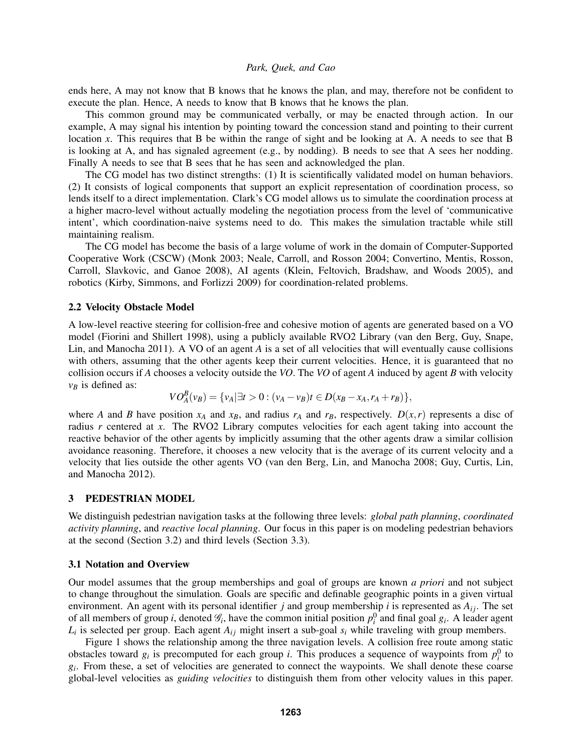ends here, A may not know that B knows that he knows the plan, and may, therefore not be confident to execute the plan. Hence, A needs to know that B knows that he knows the plan.

This common ground may be communicated verbally, or may be enacted through action. In our example, A may signal his intention by pointing toward the concession stand and pointing to their current location *x*. This requires that B be within the range of sight and be looking at A. A needs to see that B is looking at A, and has signaled agreement (e.g., by nodding). B needs to see that A sees her nodding. Finally A needs to see that B sees that he has seen and acknowledged the plan.

The CG model has two distinct strengths: (1) It is scientifically validated model on human behaviors. (2) It consists of logical components that support an explicit representation of coordination process, so lends itself to a direct implementation. Clark's CG model allows us to simulate the coordination process at a higher macro-level without actually modeling the negotiation process from the level of 'communicative intent', which coordination-naive systems need to do. This makes the simulation tractable while still maintaining realism.

The CG model has become the basis of a large volume of work in the domain of Computer-Supported Cooperative Work (CSCW) (Monk 2003; Neale, Carroll, and Rosson 2004; Convertino, Mentis, Rosson, Carroll, Slavkovic, and Ganoe 2008), AI agents (Klein, Feltovich, Bradshaw, and Woods 2005), and robotics (Kirby, Simmons, and Forlizzi 2009) for coordination-related problems.

### 2.2 Velocity Obstacle Model

A low-level reactive steering for collision-free and cohesive motion of agents are generated based on a VO model (Fiorini and Shillert 1998), using a publicly available RVO2 Library (van den Berg, Guy, Snape, Lin, and Manocha 2011). A VO of an agent $A$ is a set of all velocities that will eventually cause collisions with others, assuming that the other agents keep their current velocities. Hence, it is guaranteed that no collision occurs if $A$ chooses a velocity outside the $VO$. The $VO$ of agent $A$ induced by agent $B$ with velocity $v_B$ is defined as:

$$VO_A^B(v_B) = \{v_A | \exists t > 0 : (v_A - v_B)t \in D(x_B - x_A, r_A + r_B)\},$$

where $A$ and $B$ have position $x_A$ and $x_B$, and radius $r_A$ and $r_B$, respectively. $D(x,r)$ represents a disc of radius $r$ centered at $x$. The RVO2 Library computes velocities for each agent taking into account the reactive behavior of the other agents by implicitly assuming that the other agents draw a similar collision avoidance reasoning. Therefore, it chooses a new velocity that is the average of its current velocity and a velocity that lies outside the other agents VO (van den Berg, Lin, and Manocha 2008; Guy, Curtis, Lin, and Manocha 2012).

## 3 PEDESTRIAN MODEL

We distinguish pedestrian navigation tasks at the following three levels: *global path planning*, *coordinated activity planning*, and *reactive local planning*. Our focus in this paper is on modeling pedestrian behaviors at the second (Section 3.2) and third levels (Section 3.3).

### 3.1 Notation and Overview

Our model assumes that the group memberships and goal of groups are known *a priori* and not subject to change throughout the simulation. Goals are specific and definable geographic points in a given virtual environment. An agent with its personal identifier $j$ and group membership $i$ is represented as $A_{ij}$. The set of all members of group $i$, denoted $\mathscr{G}_i$, have the common initial position $p_i^0$ and final goal $g_i$. A leader agent $L_i$ is selected per group. Each agent $A_{ij}$ might insert a sub-goal $s_i$ while traveling with group members.

Figure 1 shows the relationship among the three navigation levels. A collision free route among static obstacles toward $g_i$ is precomputed for each group $i$. This produces a sequence of waypoints from $p_i^0$ to $g_i$. From these, a set of velocities are generated to connect the waypoints. We shall denote these coarse global-level velocities as *guiding velocities* to distinguish them from other velocity values in this paper.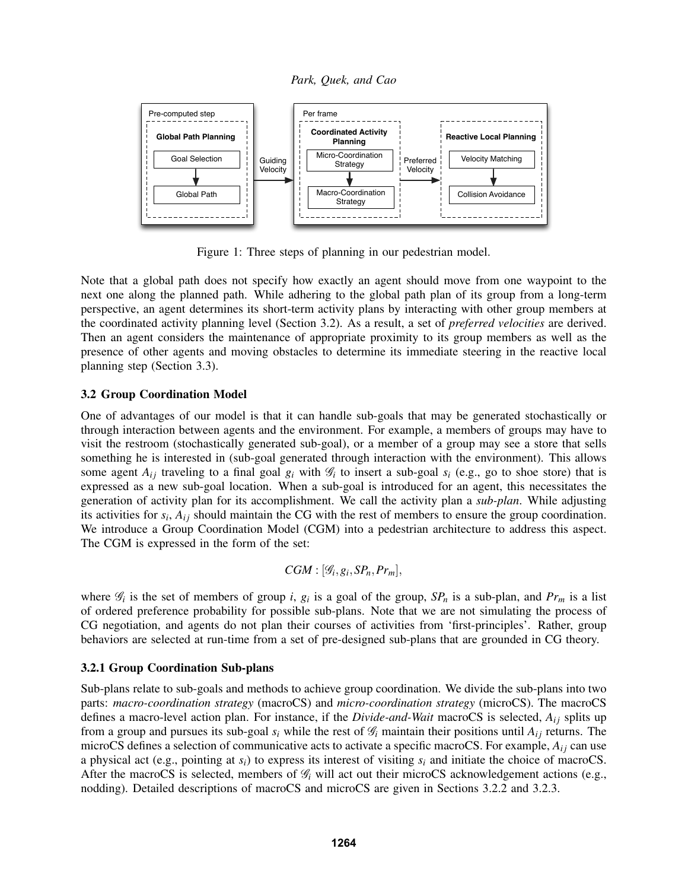Figure 1: Three steps of planning in our pedestrian model.

Note that a global path does not specify how exactly an agent should move from one waypoint to the next one along the planned path. While adhering to the global path plan of its group from a long-term perspective, an agent determines its short-term activity plans by interacting with other group members at the coordinated activity planning level (Section 3.2). As a result, a set of *preferred velocities* are derived. Then an agent considers the maintenance of appropriate proximity to its group members as well as the presence of other agents and moving obstacles to determine its immediate steering in the reactive local planning step (Section 3.3).

### 3.2 Group Coordination Model

One of advantages of our model is that it can handle sub-goals that may be generated stochastically or through interaction between agents and the environment. For example, a members of groups may have to visit the restroom (stochastically generated sub-goal), or a member of a group may see a store that sells something he is interested in (sub-goal generated through interaction with the environment). This allows some agent $A_{ij}$ traveling to a final goal $g_i$ with $\mathscr{G}_i$ to insert a sub-goal $s_i$ (e.g., go to shoe store) that is expressed as a new sub-goal location. When a sub-goal is introduced for an agent, this necessitates the generation of activity plan for its accomplishment. We call the activity plan a *sub-plan*. While adjusting its activities for $s_i$, $A_{ij}$ should maintain the CG with the rest of members to ensure the group coordination. We introduce a Group Coordination Model (CGM) into a pedestrian architecture to address this aspect. The CGM is expressed in the form of the set:

$$CGM : [\mathscr{G}_i, g_i, SP_n, Pr_m],$$

where $\mathscr{G}_i$ is the set of members of group $i$, $g_i$ is a goal of the group, $SP_n$ is a sub-plan, and $Pr_m$ is a list of ordered preference probability for possible sub-plans. Note that we are not simulating the process of CG negotiation, and agents do not plan their courses of activities from 'first-principles'. Rather, group behaviors are selected at run-time from a set of pre-designed sub-plans that are grounded in CG theory.

#### 3.2.1 Group Coordination Sub-plans

Sub-plans relate to sub-goals and methods to achieve group coordination. We divide the sub-plans into two parts: *macro-coordination strategy* (macroCS) and *micro-coordination strategy* (microCS). The macroCS defines a macro-level action plan. For instance, if the *Divide-and-Wait* macroCS is selected, $A_{ij}$ splits up from a group and pursues its sub-goal $s_i$ while the rest of $\mathscr{G}_i$ maintain their positions until $A_{ij}$ returns. The microCS defines a selection of communicative acts to activate a specific macroCS. For example, $A_{ij}$ can use a physical act (e.g., pointing at $s_i$) to express its interest of visiting $s_i$ and initiate the choice of macroCS. After the macroCS is selected, members of $\mathscr{G}_i$ will act out their microCS acknowledgement actions (e.g., nodding). Detailed descriptions of macroCS and microCS are given in Sections 3.2.2 and 3.2.3.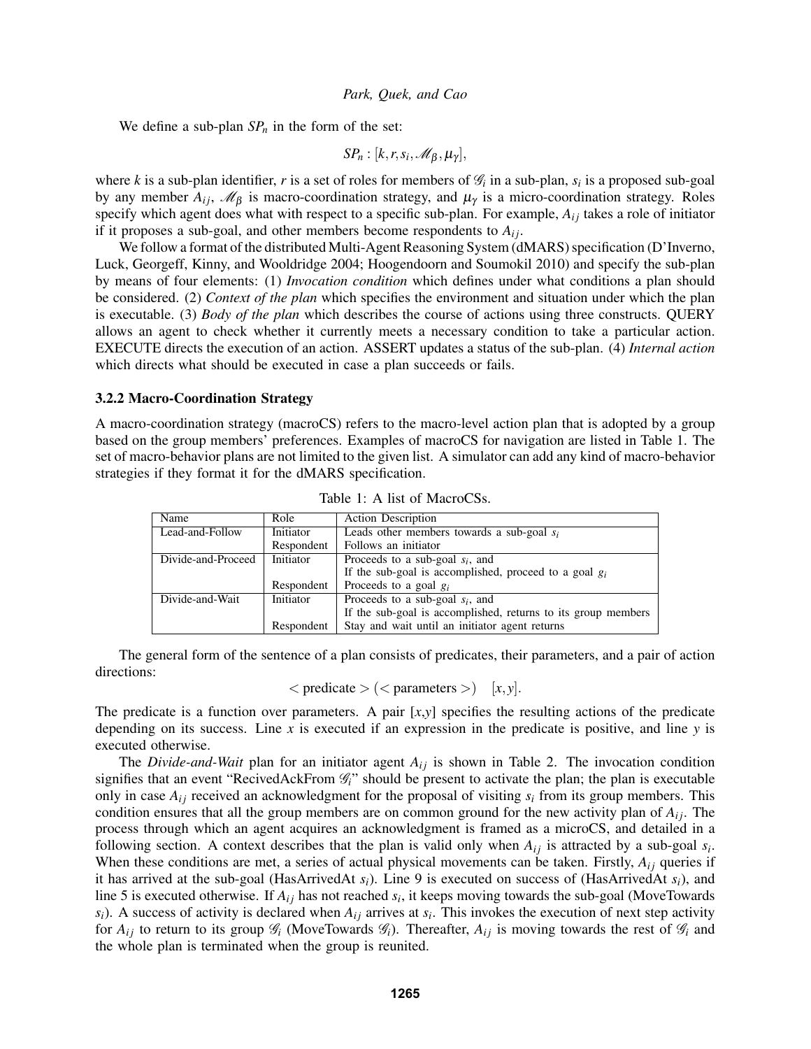We define a sub-plan $SP_n$ in the form of the set:

$$SP_n : [k, r, s_i, \mathscr{M}_\beta, \mu_\gamma],$$

where $k$ is a sub-plan identifier, $r$ is a set of roles for members of $\mathscr{G}_i$ in a sub-plan, $s_i$ is a proposed sub-goal by any member $A_{ij}$, $\mathscr{M}_\beta$ is macro-coordination strategy, and $\mu_\gamma$ is a micro-coordination strategy. Roles specify which agent does what with respect to a specific sub-plan. For example, $A_{ij}$ takes a role of initiator if it proposes a sub-goal, and other members become respondents to $A_{ij}$.

We follow a format of the distributed Multi-Agent Reasoning System (dMARS) specification (D'Inverno, Luck, Georgeff, Kinny, and Wooldridge 2004; Hoogendoorn and Soumokil 2010) and specify the sub-plan by means of four elements: (1) *Invocation condition* which defines under what conditions a plan should be considered. (2) *Context of the plan* which specifies the environment and situation under which the plan is executable. (3) *Body of the plan* which describes the course of actions using three constructs. QUERY allows an agent to check whether it currently meets a necessary condition to take a particular action. EXECUTE directs the execution of an action. ASSERT updates a status of the sub-plan. (4) *Internal action* which directs what should be executed in case a plan succeeds or fails.

### 3.2.2 Macro-Coordination Strategy

A macro-coordination strategy (macroCS) refers to the macro-level action plan that is adopted by a group based on the group members' preferences. Examples of macroCS for navigation are listed in Table 1. The set of macro-behavior plans are not limited to the given list. A simulator can add any kind of macro-behavior strategies if they format it for the dMARS specification.

Table 1: A list of MacroCSs.

| Name | Role | Action Description |
|---|---|---|
| Lead-and-Follow | Initiator | Leads other members towards a sub-goal $s_i$ |
| | Respondent | Follows an initiator |
| Divide-and-Proceed | Initiator | Proceeds to a sub-goal $s_i$, and<br>If the sub-goal is accomplished, proceed to a goal $g_i$ |
| | Respondent | Proceeds to a goal $g_i$ |
| Divide-and-Wait | Initiator | Proceeds to a sub-goal $s_i$, and<br>If the sub-goal is accomplished, returns to its group members |
| | Respondent | Stay and wait until an initiator agent returns |

The general form of the sentence of a plan consists of predicates, their parameters, and a pair of action directions:

$$< \text{predicate} > (< \text{parameters} >) \quad [x, y].$$

The predicate is a function over parameters. A pair [$x$,$y$] specifies the resulting actions of the predicate depending on its success. Line $x$ is executed if an expression in the predicate is positive, and line $y$ is executed otherwise.

The *Divide-and-Wait* plan for an initiator agent $A_{ij}$ is shown in Table 2. The invocation condition signifies that an event "RecivedAckFrom $\mathscr{G}_i$" should be present to activate the plan; the plan is executable only in case $A_{ij}$ received an acknowledgment for the proposal of visiting $s_i$ from its group members. This condition ensures that all the group members are on common ground for the new activity plan of $A_{ij}$. The process through which an agent acquires an acknowledgment is framed as a microCS, and detailed in a following section. A context describes that the plan is valid only when $A_{ij}$ is attracted by a sub-goal $s_i$. When these conditions are met, a series of actual physical movements can be taken. Firstly, $A_{ij}$ queries if it has arrived at the sub-goal (HasArrivedAt $s_i$). Line 9 is executed on success of (HasArrivedAt $s_i$), and line 5 is executed otherwise. If $A_{ij}$ has not reached $s_i$, it keeps moving towards the sub-goal (MoveTowards $s_i$). A success of activity is declared when $A_{ij}$ arrives at $s_i$. This invokes the execution of next step activity for $A_{ij}$ to return to its group $\mathscr{G}_i$ (MoveTowards $\mathscr{G}_i$). Thereafter, $A_{ij}$ is moving towards the rest of $\mathscr{G}_i$ and the whole plan is terminated when the group is reunited.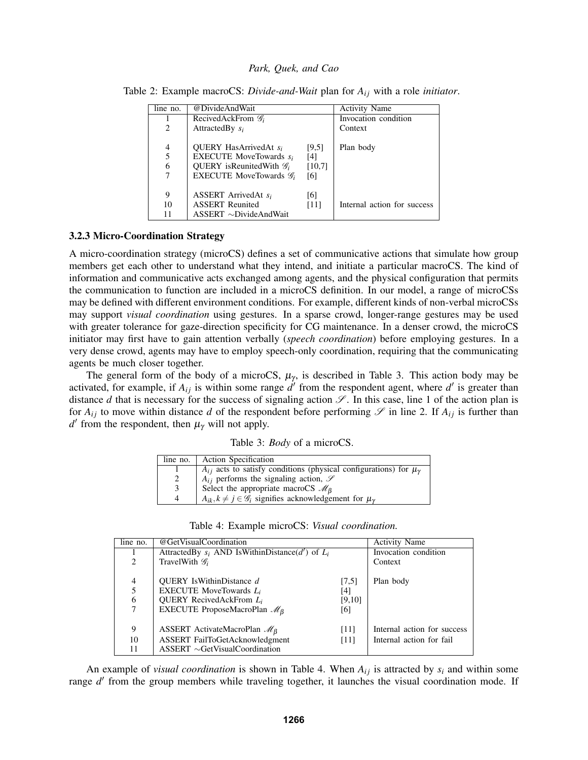Table 2: Example macroCS: *Divide-and-Wait* plan for $A_{ij}$ with a role *initiator*.

| line no. | @DivideAndWait | | Activity Name |
|---|---|---|---|
| 1 | RecivedAckFrom $\mathscr{G}_i$ | | Invocation condition |
| 2 | AttractedBy $s_i$ | | Context |
| | | | |
| 4 | QUERY HasArrivedAt $s_i$ | [9,5] | Plan body |
| 5 | EXECUTE MoveTowards $s_i$ | [4] | |
| 6 | QUERY isReunitedWith $\mathscr{G}_i$ | [10,7] | |
| 7 | EXECUTE MoveTowards $\mathscr{G}_i$ | [6] | |
| | | | |
| 9 | ASSERT ArrivedAt $s_i$ | [6] | |
| 10 | ASSERT Reunited | [11] | Internal action for success |
| 11 | ASSERT $\sim$DivideAndWait | | |

### 3.2.3 Micro-Coordination Strategy

A micro-coordination strategy (microCS) defines a set of communicative actions that simulate how group members get each other to understand what they intend, and initiate a particular macroCS. The kind of information and communicative acts exchanged among agents, and the physical configuration that permits the communication to function are included in a microCS definition. In our model, a range of microCSs may be defined with different environment conditions. For example, different kinds of non-verbal microCSs may support *visual coordination* using gestures. In a sparse crowd, longer-range gestures may be used with greater tolerance for gaze-direction specificity for CG maintenance. In a denser crowd, the microCS initiator may first have to gain attention verbally (*speech coordination*) before employing gestures. In a very dense crowd, agents may have to employ speech-only coordination, requiring that the communicating agents be much closer together.

The general form of the body of a microCS, $\mu_\gamma$, is described in Table 3. This action body may be activated, for example, if $A_{ij}$ is within some range $d'$ from the respondent agent, where $d'$ is greater than distance $d$ that is necessary for the success of signaling action $\mathscr{S}$. In this case, line 1 of the action plan is for $A_{ij}$ to move within distance $d$ of the respondent before performing $\mathscr{S}$ in line 2. If $A_{ij}$ is further than $d'$ from the respondent, then $\mu_\gamma$ will not apply.

Table 3: *Body* of a microCS.

| line no. | Action Specification |
|---|---|
| 1 | $A_{ij}$ acts to satisfy conditions (physical configurations) for $\mu_\gamma$ |
| 2 | $A_{ij}$ performs the signaling action, $\mathscr{S}$ |
| 3 | Select the appropriate macroCS $\mathscr{M}_\beta$ |
| 4 | $A_{ik}, k \neq j \in \mathscr{G}_i$ signifies acknowledgement for $\mu_\gamma$ |

Table 4: Example microCS: *Visual coordination.*

| line no. | @GetVisualCoordination | | Activity Name |
|---|---|---|---|
| 1 | AttractedBy $s_i$ AND IsWithinDistance($d'$) of $L_i$ | | Invocation condition |
| 2 | TravelWith $\mathscr{G}_i$ | | Context |
| | | | |
| 4 | QUERY IsWithinDistance $d$ | [7,5] | Plan body |
| 5 | EXECUTE MoveTowards $L_i$ | [4] | |
| 6 | QUERY RecivedAckFrom $L_i$ | [9,10] | |
| 7 | EXECUTE ProposeMacroPlan $\mathscr{M}_\beta$ | [6] | |
| | | | |
| 9 | ASSERT ActivateMacroPlan $\mathscr{M}_\beta$ | [11] | Internal action for success |
| 10 | ASSERT FailToGetAcknowledgment | [11] | Internal action for fail |
| 11 | ASSERT $\sim$GetVisualCoordination | | |

An example of *visual coordination* is shown in Table 4. When $A_{ij}$ is attracted by $s_i$ and within some range $d'$ from the group members while traveling together, it launches the visual coordination mode. If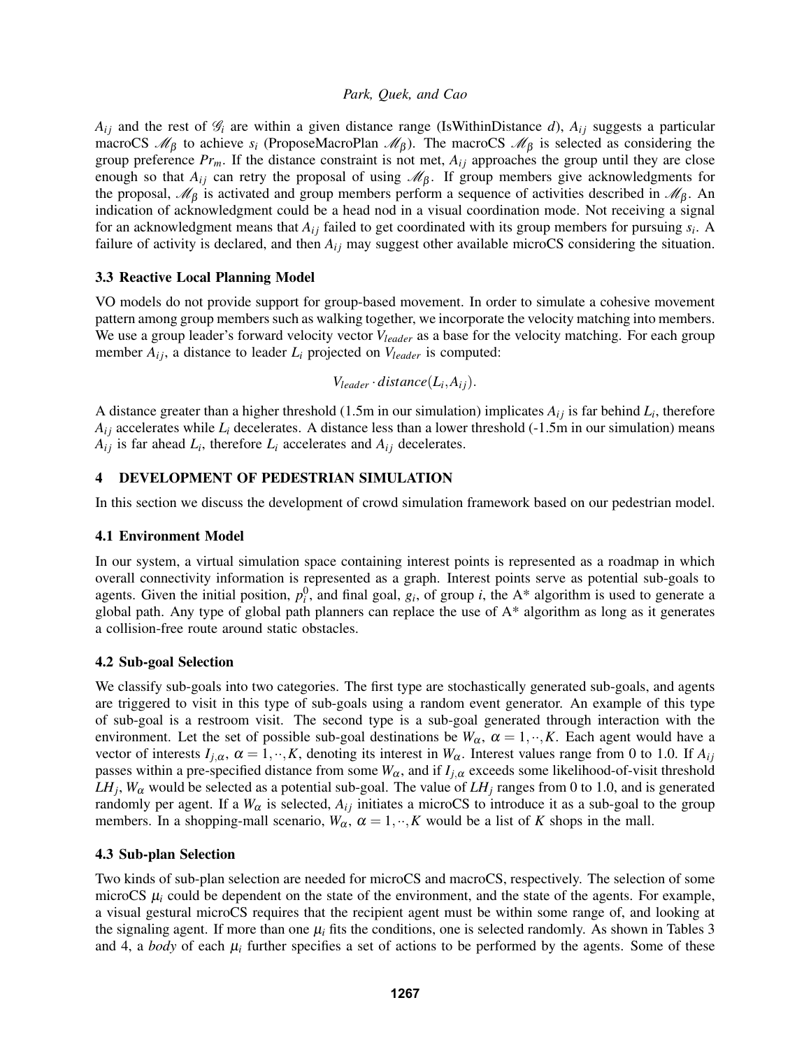$A_{ij}$ and the rest of $\mathscr{G}_i$ are within a given distance range (IsWithinDistance $d$), $A_{ij}$ suggests a particular macroCS $\mathscr{M}_\beta$ to achieve $s_i$ (ProposeMacroPlan $\mathscr{M}_\beta$). The macroCS $\mathscr{M}_\beta$ is selected as considering the group preference $Pr_m$. If the distance constraint is not met, $A_{ij}$ approaches the group until they are close enough so that $A_{ij}$ can retry the proposal of using $\mathscr{M}_\beta$. If group members give acknowledgments for the proposal, $\mathscr{M}_\beta$ is activated and group members perform a sequence of activities described in $\mathscr{M}_\beta$. An indication of acknowledgment could be a head nod in a visual coordination mode. Not receiving a signal for an acknowledgment means that $A_{ij}$ failed to get coordinated with its group members for pursuing $s_i$. A failure of activity is declared, and then $A_{ij}$ may suggest other available microCS considering the situation.

### 3.3 Reactive Local Planning Model

VO models do not provide support for group-based movement. In order to simulate a cohesive movement pattern among group members such as walking together, we incorporate the velocity matching into members. We use a group leader's forward velocity vector $V_{leader}$ as a base for the velocity matching. For each group member $A_{ij}$, a distance to leader $L_i$ projected on $V_{leader}$ is computed:

$$V_{leader} \cdot distance(L_i, A_{ij}).$$

A distance greater than a higher threshold (1.5m in our simulation) implicates $A_{ij}$ is far behind $L_i$, therefore $A_{ij}$ accelerates while $L_i$ decelerates. A distance less than a lower threshold (-1.5m in our simulation) means $A_{ij}$ is far ahead $L_i$, therefore $L_i$ accelerates and $A_{ij}$ decelerates.

## 4 DEVELOPMENT OF PEDESTRIAN SIMULATION

In this section we discuss the development of crowd simulation framework based on our pedestrian model.

### 4.1 Environment Model

In our system, a virtual simulation space containing interest points is represented as a roadmap in which overall connectivity information is represented as a graph. Interest points serve as potential sub-goals to agents. Given the initial position, $p_i^0$, and final goal, $g_i$, of group $i$, the A* algorithm is used to generate a global path. Any type of global path planners can replace the use of A* algorithm as long as it generates a collision-free route around static obstacles.

### 4.2 Sub-goal Selection

We classify sub-goals into two categories. The first type are stochastically generated sub-goals, and agents are triggered to visit in this type of sub-goals using a random event generator. An example of this type of sub-goal is a restroom visit. The second type is a sub-goal generated through interaction with the environment. Let the set of possible sub-goal destinations be $W_\alpha$, $\alpha = 1, \cdots, K$. Each agent would have a vector of interests $I_{j,\alpha}$, $\alpha = 1, \cdots, K$, denoting its interest in $W_\alpha$. Interest values range from 0 to 1.0. If $A_{ij}$ passes within a pre-specified distance from some $W_\alpha$, and if $I_{j,\alpha}$ exceeds some likelihood-of-visit threshold $LH_j$, $W_\alpha$ would be selected as a potential sub-goal. The value of $LH_j$ ranges from 0 to 1.0, and is generated randomly per agent. If a $W_\alpha$ is selected, $A_{ij}$ initiates a microCS to introduce it as a sub-goal to the group members. In a shopping-mall scenario, $W_\alpha$, $\alpha = 1, \cdots, K$ would be a list of $K$ shops in the mall.

### 4.3 Sub-plan Selection

Two kinds of sub-plan selection are needed for microCS and macroCS, respectively. The selection of some microCS $\mu_i$ could be dependent on the state of the environment, and the state of the agents. For example, a visual gestural microCS requires that the recipient agent must be within some range of, and looking at the signaling agent. If more than one $\mu_i$ fits the conditions, one is selected randomly. As shown in Tables 3 and 4, a *body* of each $\mu_i$ further specifies a set of actions to be performed by the agents. Some of these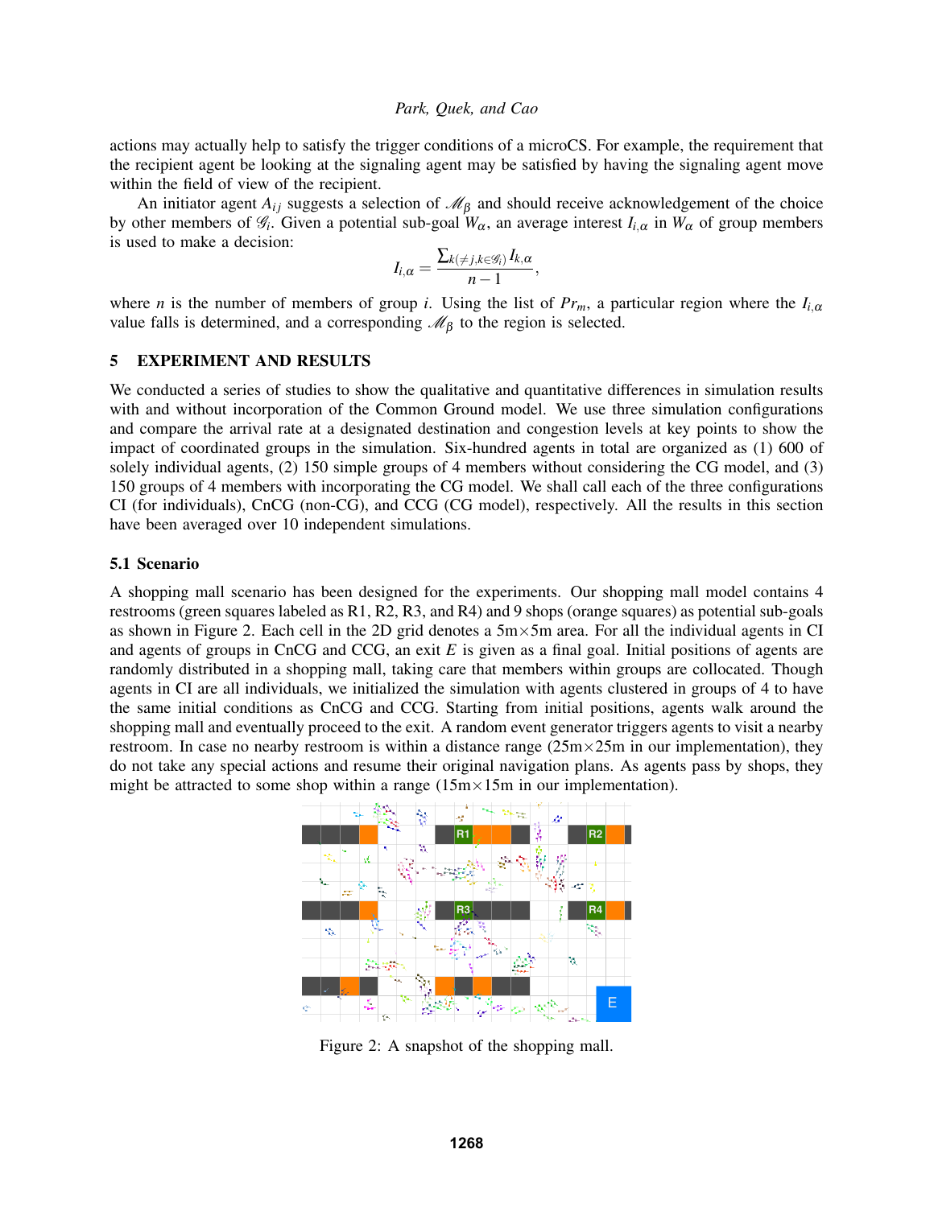actions may actually help to satisfy the trigger conditions of a microCS. For example, the requirement that the recipient agent be looking at the signaling agent may be satisfied by having the signaling agent move within the field of view of the recipient.

An initiator agent $A_{ij}$ suggests a selection of $\mathscr{M}_\beta$ and should receive acknowledgement of the choice by other members of $\mathscr{G}_i$. Given a potential sub-goal $W_\alpha$, an average interest $I_{i,\alpha}$ in $W_\alpha$ of group members is used to make a decision:

$$I_{i,\alpha} = \frac{\sum_{k(\neq j, k \in \mathscr{G}_i)} I_{k,\alpha}}{n-1},$$

where $n$ is the number of members of group $i$. Using the list of $Pr_m$, a particular region where the $I_{i,\alpha}$ value falls is determined, and a corresponding $\mathscr{M}_\beta$ to the region is selected.

## 5 EXPERIMENT AND RESULTS

We conducted a series of studies to show the qualitative and quantitative differences in simulation results with and without incorporation of the Common Ground model. We use three simulation configurations and compare the arrival rate at a designated destination and congestion levels at key points to show the impact of coordinated groups in the simulation. Six-hundred agents in total are organized as (1) 600 of solely individual agents, (2) 150 simple groups of 4 members without considering the CG model, and (3) 150 groups of 4 members with incorporating the CG model. We shall call each of the three configurations CI (for individuals), CnCG (non-CG), and CCG (CG model), respectively. All the results in this section have been averaged over 10 independent simulations.

### 5.1 Scenario

A shopping mall scenario has been designed for the experiments. Our shopping mall model contains 4 restrooms (green squares labeled as R1, R2, R3, and R4) and 9 shops (orange squares) as potential sub-goals as shown in Figure 2. Each cell in the 2D grid denotes a 5m×5m area. For all the individual agents in CI and agents of groups in CnCG and CCG, an exit $E$ is given as a final goal. Initial positions of agents are randomly distributed in a shopping mall, taking care that members within groups are collocated. Though agents in CI are all individuals, we initialized the simulation with agents clustered in groups of 4 to have the same initial conditions as CnCG and CCG. Starting from initial positions, agents walk around the shopping mall and eventually proceed to the exit. A random event generator triggers agents to visit a nearby restroom. In case no nearby restroom is within a distance range (25m×25m in our implementation), they do not take any special actions and resume their original navigation plans. As agents pass by shops, they might be attracted to some shop within a range (15m×15m in our implementation).

Figure 2: A snapshot of the shopping mall.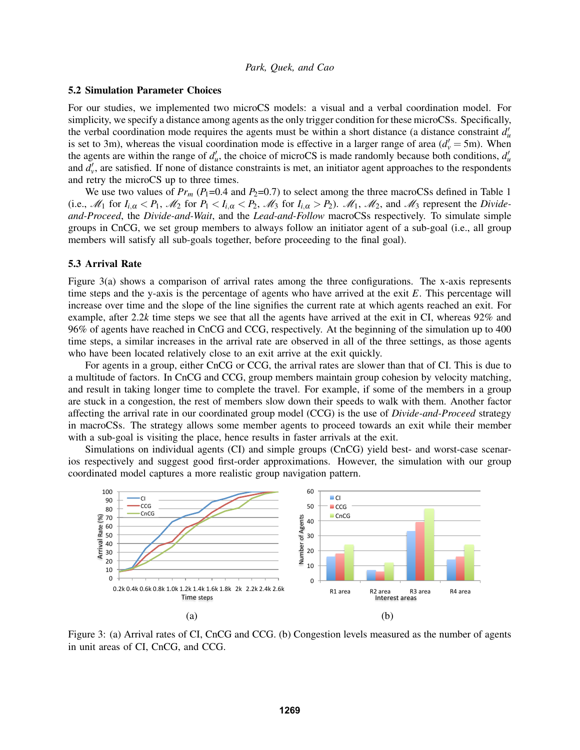### 5.2 Simulation Parameter Choices

For our studies, we implemented two microCS models: a visual and a verbal coordination model. For simplicity, we specify a distance among agents as the only trigger condition for these microCSs. Specifically, the verbal coordination mode requires the agents must be within a short distance (a distance constraint $d'_u$ is set to 3m), whereas the visual coordination mode is effective in a larger range of area ($d'_v = 5$m). When the agents are within the range of $d'_u$, the choice of microCS is made randomly because both conditions, $d'_u$ and $d'_v$, are satisfied. If none of distance constraints is met, an initiator agent approaches to the respondents and retry the microCS up to three times.

We use two values of $Pr_m$ ($P_1$=0.4 and $P_2$=0.7) to select among the three macroCSs defined in Table 1 (i.e., $\mathscr{M}_1$ for $I_{i,\alpha} < P_1$, $\mathscr{M}_2$ for $P_1 < I_{i,\alpha} < P_2$, $\mathscr{M}_3$ for $I_{i,\alpha} > P_2$). $\mathscr{M}_1$, $\mathscr{M}_2$, and $\mathscr{M}_3$ represent the *Divide-and-Proceed*, the *Divide-and-Wait*, and the *Lead-and-Follow* macroCSs respectively. To simulate simple groups in CnCG, we set group members to always follow an initiator agent of a sub-goal (i.e., all group members will satisfy all sub-goals together, before proceeding to the final goal).

### 5.3 Arrival Rate

Figure 3(a) shows a comparison of arrival rates among the three configurations. The x-axis represents time steps and the y-axis is the percentage of agents who have arrived at the exit $E$. This percentage will increase over time and the slope of the line signifies the current rate at which agents reached an exit. For example, after 2.2$k$ time steps we see that all the agents have arrived at the exit in CI, whereas 92% and 96% of agents have reached in CnCG and CCG, respectively. At the beginning of the simulation up to 400 time steps, a similar increases in the arrival rate are observed in all of the three settings, as those agents who have been located relatively close to an exit arrive at the exit quickly.

For agents in a group, either CnCG or CCG, the arrival rates are slower than that of CI. This is due to a multitude of factors. In CnCG and CCG, group members maintain group cohesion by velocity matching, and result in taking longer time to complete the travel. For example, if some of the members in a group are stuck in a congestion, the rest of members slow down their speeds to walk with them. Another factor affecting the arrival rate in our coordinated group model (CCG) is the use of *Divide-and-Proceed* strategy in macroCSs. The strategy allows some member agents to proceed towards an exit while their member with a sub-goal is visiting the place, hence results in faster arrivals at the exit.

Simulations on individual agents (CI) and simple groups (CnCG) yield best- and worst-case scenarios respectively and suggest good first-order approximations. However, the simulation with our group coordinated model captures a more realistic group navigation pattern.

(a) (b)

Figure 3: (a) Arrival rates of CI, CnCG and CCG. (b) Congestion levels measured as the number of agents in unit areas of CI, CnCG, and CCG.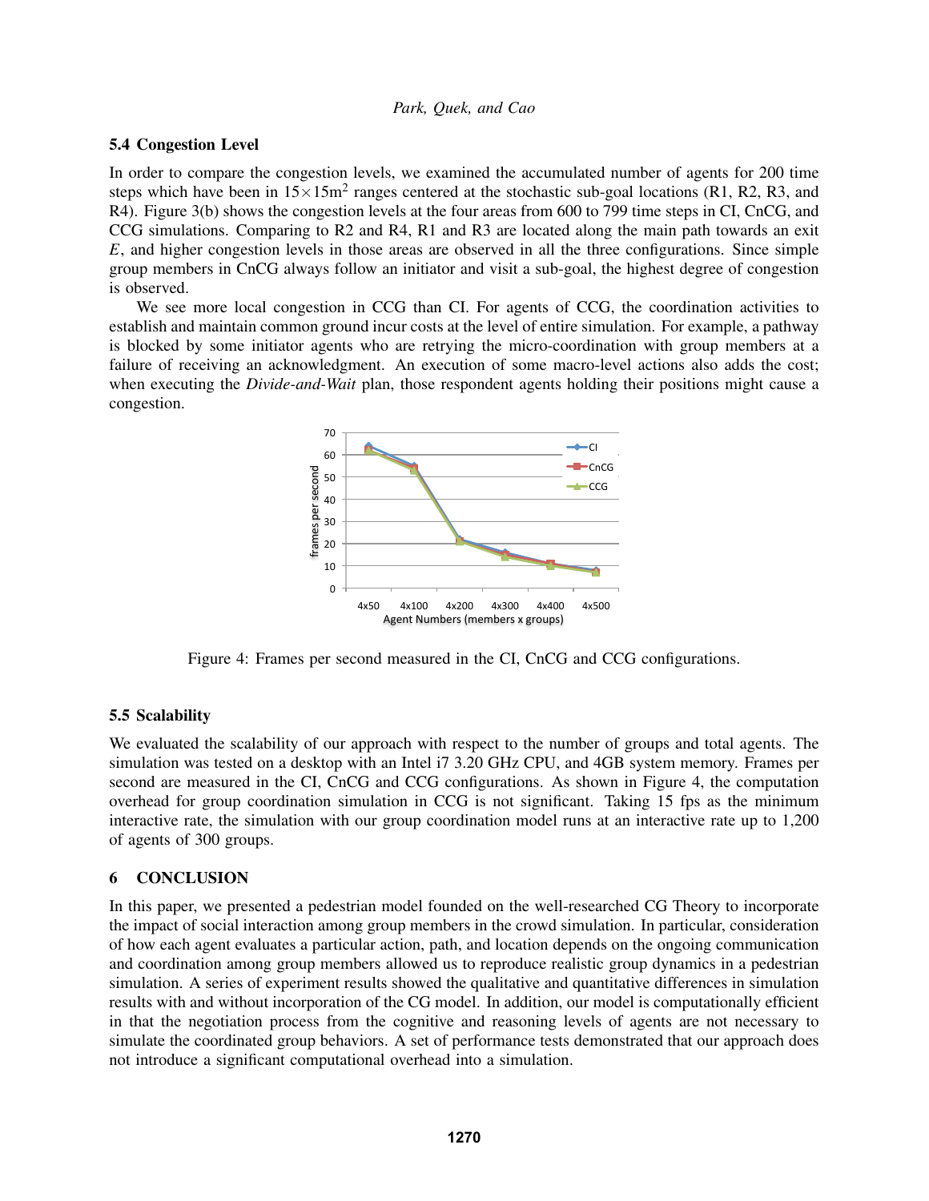### 5.4 Congestion Level

In order to compare the congestion levels, we examined the accumulated number of agents for 200 time steps which have been in $15 \times 15\text{m}^2$ ranges centered at the stochastic sub-goal locations (R1, R2, R3, and R4). Figure 3(b) shows the congestion levels at the four areas from 600 to 799 time steps in CI, CnCG, and CCG simulations. Comparing to R2 and R4, R1 and R3 are located along the main path towards an exit $E$, and higher congestion levels in those areas are observed in all the three configurations. Since simple group members in CnCG always follow an initiator and visit a sub-goal, the highest degree of congestion is observed.

We see more local congestion in CCG than CI. For agents of CCG, the coordination activities to establish and maintain common ground incur costs at the level of entire simulation. For example, a pathway is blocked by some initiator agents who are retrying the micro-coordination with group members at a failure of receiving an acknowledgment. An execution of some macro-level actions also adds the cost; when executing the *Divide-and-Wait* plan, those respondent agents holding their positions might cause a congestion.

Figure 4: Frames per second measured in the CI, CnCG and CCG configurations.

### 5.5 Scalability

We evaluated the scalability of our approach with respect to the number of groups and total agents. The simulation was tested on a desktop with an Intel i7 3.20 GHz CPU, and 4GB system memory. Frames per second are measured in the CI, CnCG and CCG configurations. As shown in Figure 4, the computation overhead for group coordination simulation in CCG is not significant. Taking 15 fps as the minimum interactive rate, the simulation with our group coordination model runs at an interactive rate up to 1,200 of agents of 300 groups.

## 6 CONCLUSION

In this paper, we presented a pedestrian model founded on the well-researched CG Theory to incorporate the impact of social interaction among group members in the crowd simulation. In particular, consideration of how each agent evaluates a particular action, path, and location depends on the ongoing communication and coordination among group members allowed us to reproduce realistic group dynamics in a pedestrian simulation. A series of experiment results showed the qualitative and quantitative differences in simulation results with and without incorporation of the CG model. In addition, our model is computationally efficient in that the negotiation process from the cognitive and reasoning levels of agents are not necessary to simulate the coordinated group behaviors. A set of performance tests demonstrated that our approach does not introduce a significant computational overhead into a simulation.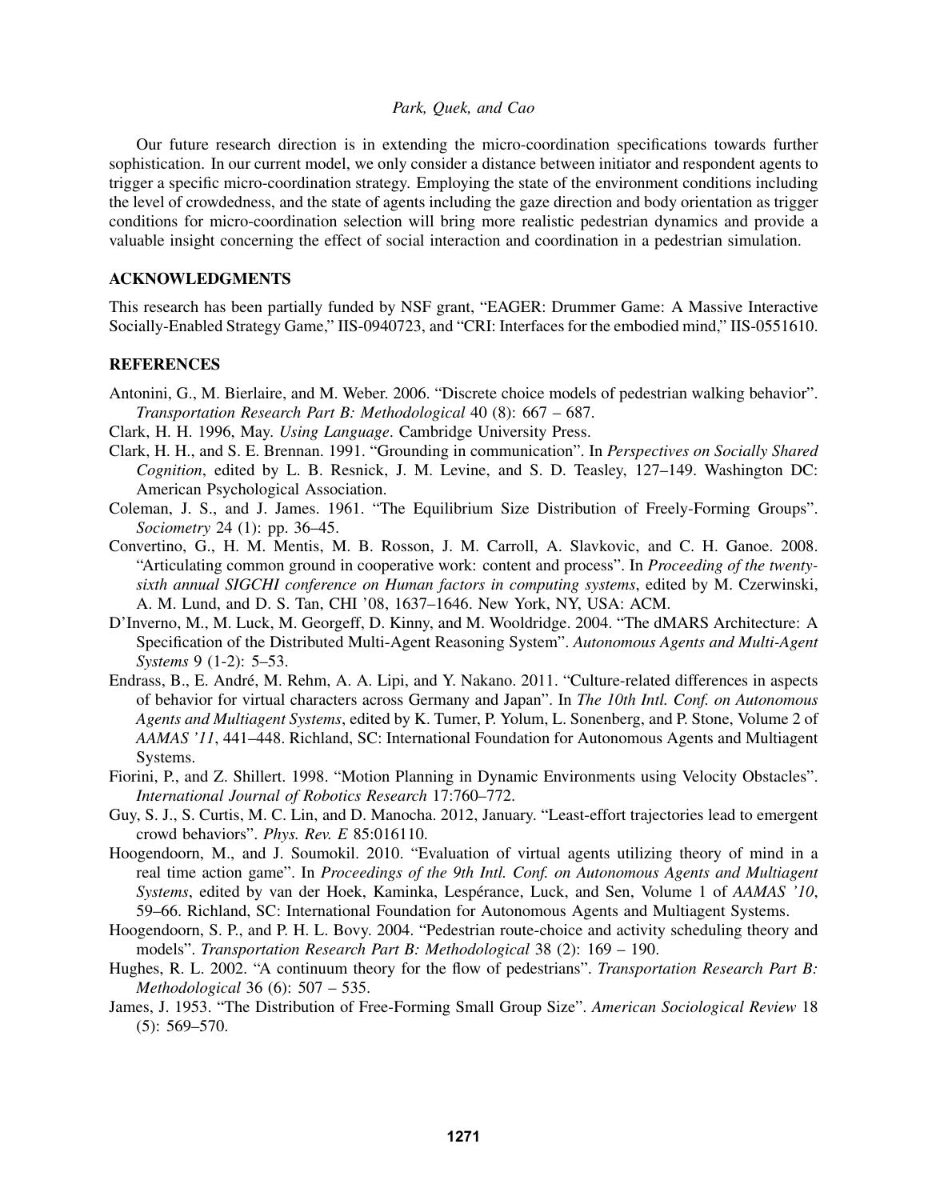Our future research direction is in extending the micro-coordination specifications towards further sophistication. In our current model, we only consider a distance between initiator and respondent agents to trigger a specific micro-coordination strategy. Employing the state of the environment conditions including the level of crowdedness, and the state of agents including the gaze direction and body orientation as trigger conditions for micro-coordination selection will bring more realistic pedestrian dynamics and provide a valuable insight concerning the effect of social interaction and coordination in a pedestrian simulation.

## ACKNOWLEDGMENTS

This research has been partially funded by NSF grant, "EAGER: Drummer Game: A Massive Interactive Socially-Enabled Strategy Game," IIS-0940723, and "CRI: Interfaces for the embodied mind," IIS-0551610.

## REFERENCES

Antonini, G., M. Bierlaire, and M. Weber. 2006. "Discrete choice models of pedestrian walking behavior". *Transportation Research Part B: Methodological* 40 (8): 667 – 687.

Clark, H. H. 1996, May. *Using Language*. Cambridge University Press.

Clark, H. H., and S. E. Brennan. 1991. "Grounding in communication". In *Perspectives on Socially Shared Cognition*, edited by L. B. Resnick, J. M. Levine, and S. D. Teasley, 127–149. Washington DC: American Psychological Association.

Coleman, J. S., and J. James. 1961. "The Equilibrium Size Distribution of Freely-Forming Groups". *Sociometry* 24 (1): pp. 36–45.

Convertino, G., H. M. Mentis, M. B. Rosson, J. M. Carroll, A. Slavkovic, and C. H. Ganoe. 2008. "Articulating common ground in cooperative work: content and process". In *Proceeding of the twenty-sixth annual SIGCHI conference on Human factors in computing systems*, edited by M. Czerwinski, A. M. Lund, and D. S. Tan, CHI '08, 1637–1646. New York, NY, USA: ACM.

D'Inverno, M., M. Luck, M. Georgeff, D. Kinny, and M. Wooldridge. 2004. "The dMARS Architecture: A Specification of the Distributed Multi-Agent Reasoning System". *Autonomous Agents and Multi-Agent Systems* 9 (1-2): 5–53.

Endrass, B., E. André, M. Rehm, A. A. Lipi, and Y. Nakano. 2011. "Culture-related differences in aspects of behavior for virtual characters across Germany and Japan". In *The 10th Intl. Conf. on Autonomous Agents and Multiagent Systems*, edited by K. Tumer, P. Yolum, L. Sonenberg, and P. Stone, Volume 2 of *AAMAS '11*, 441–448. Richland, SC: International Foundation for Autonomous Agents and Multiagent Systems.

Fiorini, P., and Z. Shillert. 1998. "Motion Planning in Dynamic Environments using Velocity Obstacles". *International Journal of Robotics Research* 17:760–772.

Guy, S. J., S. Curtis, M. C. Lin, and D. Manocha. 2012, January. "Least-effort trajectories lead to emergent crowd behaviors". *Phys. Rev. E* 85:016110.

Hoogendoorn, M., and J. Soumokil. 2010. "Evaluation of virtual agents utilizing theory of mind in a real time action game". In *Proceedings of the 9th Intl. Conf. on Autonomous Agents and Multiagent Systems*, edited by van der Hoek, Kaminka, Lespérance, Luck, and Sen, Volume 1 of *AAMAS '10*, 59–66. Richland, SC: International Foundation for Autonomous Agents and Multiagent Systems.

Hoogendoorn, S. P., and P. H. L. Bovy. 2004. "Pedestrian route-choice and activity scheduling theory and models". *Transportation Research Part B: Methodological* 38 (2): 169 – 190.

Hughes, R. L. 2002. "A continuum theory for the flow of pedestrians". *Transportation Research Part B: Methodological* 36 (6): 507 – 535.

James, J. 1953. "The Distribution of Free-Forming Small Group Size". *American Sociological Review* 18 (5): 569–570.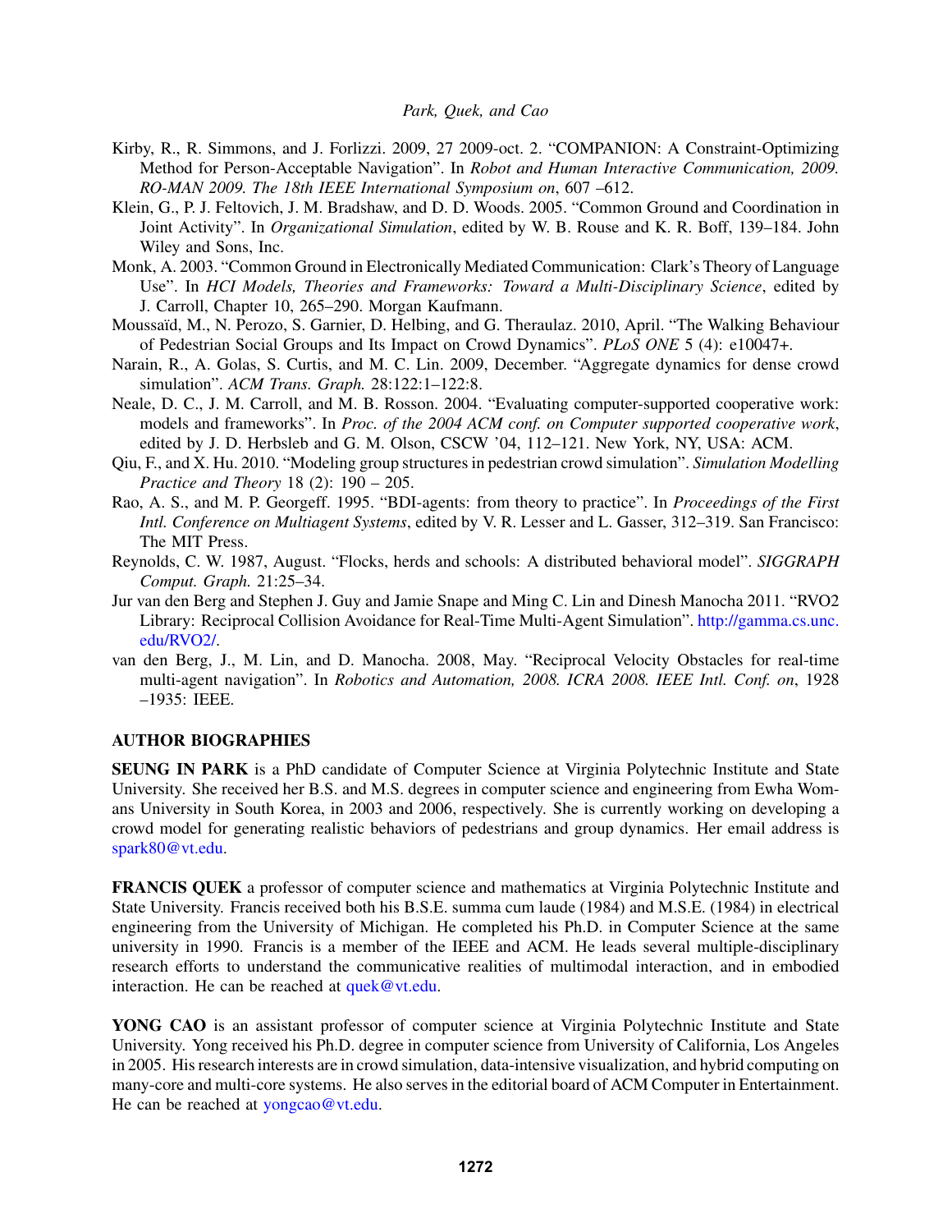Kirby, R., R. Simmons, and J. Forlizzi. 2009, 27 2009-oct. 2. "COMPANION: A Constraint-Optimizing Method for Person-Acceptable Navigation". In *Robot and Human Interactive Communication, 2009. RO-MAN 2009. The 18th IEEE International Symposium on*, 607 –612.

Klein, G., P. J. Feltovich, J. M. Bradshaw, and D. D. Woods. 2005. "Common Ground and Coordination in Joint Activity". In *Organizational Simulation*, edited by W. B. Rouse and K. R. Boff, 139–184. John Wiley and Sons, Inc.

Monk, A. 2003. "Common Ground in Electronically Mediated Communication: Clark's Theory of Language Use". In *HCI Models, Theories and Frameworks: Toward a Multi-Disciplinary Science*, edited by J. Carroll, Chapter 10, 265–290. Morgan Kaufmann.

Moussaïd, M., N. Perozo, S. Garnier, D. Helbing, and G. Theraulaz. 2010, April. "The Walking Behaviour of Pedestrian Social Groups and Its Impact on Crowd Dynamics". *PLoS ONE* 5 (4): e10047+.

Narain, R., A. Golas, S. Curtis, and M. C. Lin. 2009, December. "Aggregate dynamics for dense crowd simulation". *ACM Trans. Graph.* 28:122:1–122:8.

Neale, D. C., J. M. Carroll, and M. B. Rosson. 2004. "Evaluating computer-supported cooperative work: models and frameworks". In *Proc. of the 2004 ACM conf. on Computer supported cooperative work*, edited by J. D. Herbsleb and G. M. Olson, CSCW '04, 112–121. New York, NY, USA: ACM.

Qiu, F., and X. Hu. 2010. "Modeling group structures in pedestrian crowd simulation". *Simulation Modelling Practice and Theory* 18 (2): 190 – 205.

Rao, A. S., and M. P. Georgeff. 1995. "BDI-agents: from theory to practice". In *Proceedings of the First Intl. Conference on Multiagent Systems*, edited by V. R. Lesser and L. Gasser, 312–319. San Francisco: The MIT Press.

Reynolds, C. W. 1987, August. "Flocks, herds and schools: A distributed behavioral model". *SIGGRAPH Comput. Graph.* 21:25–34.

Jur van den Berg and Stephen J. Guy and Jamie Snape and Ming C. Lin and Dinesh Manocha 2011. "RVO2 Library: Reciprocal Collision Avoidance for Real-Time Multi-Agent Simulation". http://gamma.cs.unc.edu/RVO2/.

van den Berg, J., M. Lin, and D. Manocha. 2008, May. "Reciprocal Velocity Obstacles for real-time multi-agent navigation". In *Robotics and Automation, 2008. ICRA 2008. IEEE Intl. Conf. on*, 1928 –1935: IEEE.

## AUTHOR BIOGRAPHIES

**SEUNG IN PARK** is a PhD candidate of Computer Science at Virginia Polytechnic Institute and State University. She received her B.S. and M.S. degrees in computer science and engineering from Ewha Womans University in South Korea, in 2003 and 2006, respectively. She is currently working on developing a crowd model for generating realistic behaviors of pedestrians and group dynamics. Her email address is spark80@vt.edu.

**FRANCIS QUEK** a professor of computer science and mathematics at Virginia Polytechnic Institute and State University. Francis received both his B.S.E. summa cum laude (1984) and M.S.E. (1984) in electrical engineering from the University of Michigan. He completed his Ph.D. in Computer Science at the same university in 1990. Francis is a member of the IEEE and ACM. He leads several multiple-disciplinary research efforts to understand the communicative realities of multimodal interaction, and in embodied interaction. He can be reached at quek@vt.edu.

**YONG CAO** is an assistant professor of computer science at Virginia Polytechnic Institute and State University. Yong received his Ph.D. degree in computer science from University of California, Los Angeles in 2005. His research interests are in crowd simulation, data-intensive visualization, and hybrid computing on many-core and multi-core systems. He also serves in the editorial board of ACM Computer in Entertainment. He can be reached at yongcao@vt.edu.